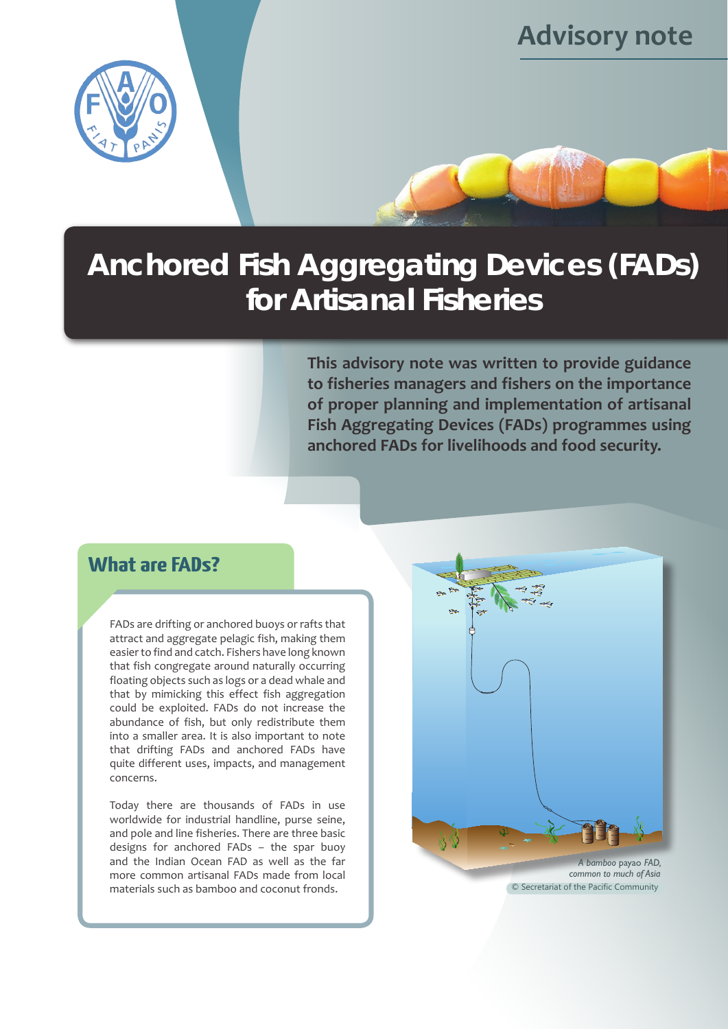Advisory note

# Anchored Fish Aggregating Devices (FADs) for Artisanal Fisheries

**This advisory note was written to provide guidance to fisheries managers and fishers on the importance of proper planning and implementation of artisanal Fish Aggregating Devices (FADs) programmes using anchored FADs for livelihoods and food security.**

## What are FADs?

FADs are drifting or anchored buoys or rafts that attract and aggregate pelagic fish, making them easier to find and catch. Fishers have long known that fish congregate around naturally occurring floating objects such as logs or a dead whale and that by mimicking this effect fish aggregation could be exploited. FADs do not increase the abundance of fish, but only redistribute them into a smaller area. It is also important to note that drifting FADs and anchored FADs have quite different uses, impacts, and management concerns.

Today there are thousands of FADs in use worldwide for industrial handline, purse seine, and pole and line fisheries. There are three basic designs for anchored FADs – the spar buoy and the Indian Ocean FAD as well as the far more common artisanal FADs made from local materials such as bamboo and coconut fronds.

*A bamboo payao FAD, common to much of Asia*
© Secretariat of the Pacific Community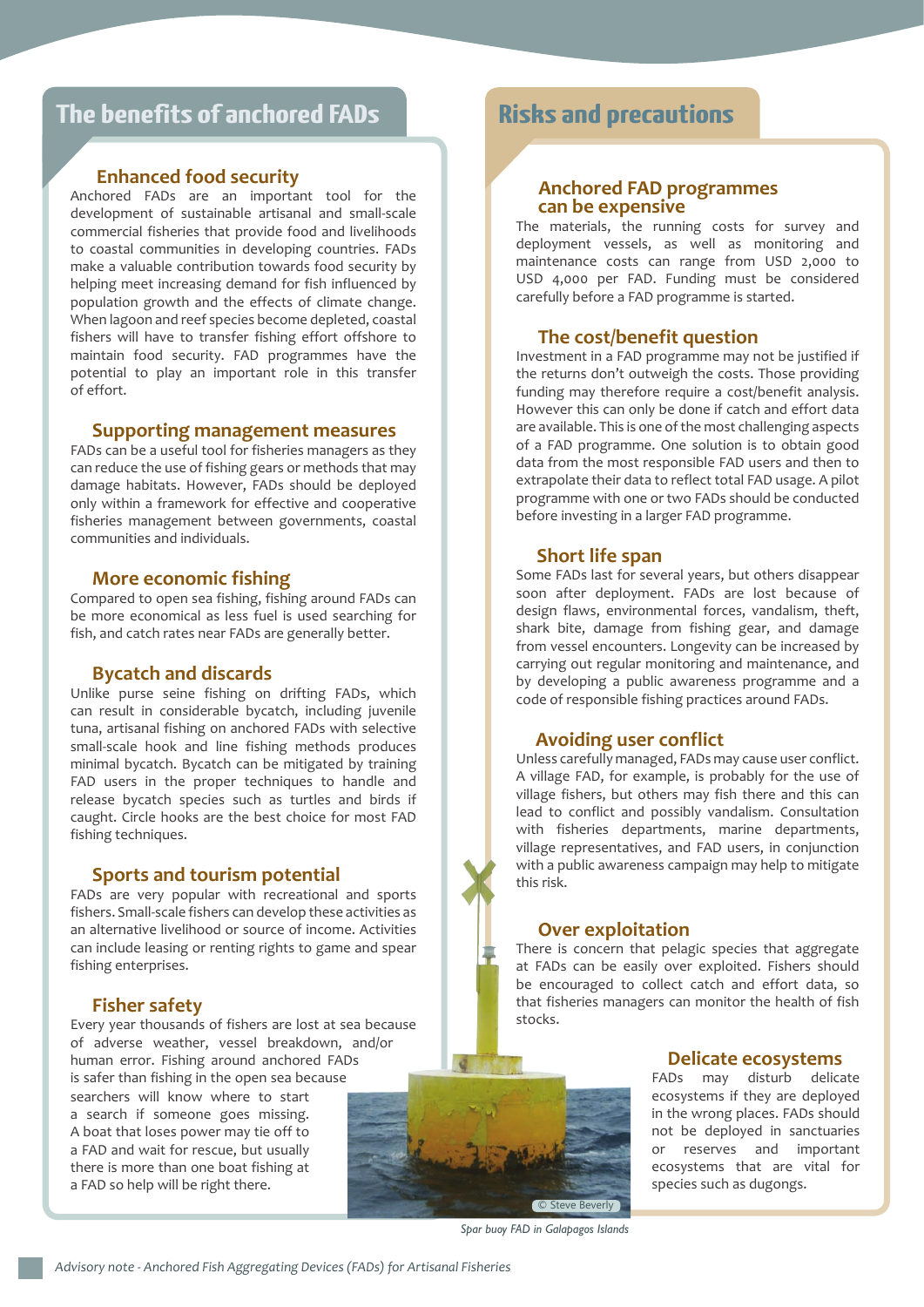## The benefits of anchored FADs

### Enhanced food security

Anchored FADs are an important tool for the development of sustainable artisanal and small-scale commercial fisheries that provide food and livelihoods to coastal communities in developing countries. FADs make a valuable contribution towards food security by helping meet increasing demand for fish influenced by population growth and the effects of climate change. When lagoon and reef species become depleted, coastal fishers will have to transfer fishing effort offshore to maintain food security. FAD programmes have the potential to play an important role in this transfer of effort.

### Supporting management measures

FADs can be a useful tool for fisheries managers as they can reduce the use of fishing gears or methods that may damage habitats. However, FADs should be deployed only within a framework for effective and cooperative fisheries management between governments, coastal communities and individuals.

### More economic fishing

Compared to open sea fishing, fishing around FADs can be more economical as less fuel is used searching for fish, and catch rates near FADs are generally better.

### Bycatch and discards

Unlike purse seine fishing on drifting FADs, which can result in considerable bycatch, including juvenile tuna, artisanal fishing on anchored FADs with selective small-scale hook and line fishing methods produces minimal bycatch. Bycatch can be mitigated by training FAD users in the proper techniques to handle and release bycatch species such as turtles and birds if caught. Circle hooks are the best choice for most FAD fishing techniques.

### Sports and tourism potential

FADs are very popular with recreational and sports fishers. Small-scale fishers can develop these activities as an alternative livelihood or source of income. Activities can include leasing or renting rights to game and spear fishing enterprises.

### Fisher safety

Every year thousands of fishers are lost at sea because of adverse weather, vessel breakdown, and/or human error. Fishing around anchored FADs is safer than fishing in the open sea because searchers will know where to start a search if someone goes missing. A boat that loses power may tie off to a FAD and wait for rescue, but usually there is more than one boat fishing at a FAD so help will be right there.

## Risks and precautions

### Anchored FAD programmes can be expensive

The materials, the running costs for survey and deployment vessels, as well as monitoring and maintenance costs can range from USD 2,000 to USD 4,000 per FAD. Funding must be considered carefully before a FAD programme is started.

### The cost/benefit question

Investment in a FAD programme may not be justified if the returns don't outweigh the costs. Those providing funding may therefore require a cost/benefit analysis. However this can only be done if catch and effort data are available. This is one of the most challenging aspects of a FAD programme. One solution is to obtain good data from the most responsible FAD users and then to extrapolate their data to reflect total FAD usage. A pilot programme with one or two FADs should be conducted before investing in a larger FAD programme.

### Short life span

Some FADs last for several years, but others disappear soon after deployment. FADs are lost because of design flaws, environmental forces, vandalism, theft, shark bite, damage from fishing gear, and damage from vessel encounters. Longevity can be increased by carrying out regular monitoring and maintenance, and by developing a public awareness programme and a code of responsible fishing practices around FADs.

### Avoiding user conflict

Unless carefully managed, FADs may cause user conflict. A village FAD, for example, is probably for the use of village fishers, but others may fish there and this can lead to conflict and possibly vandalism. Consultation with fisheries departments, marine departments, village representatives, and FAD users, in conjunction with a public awareness campaign may help to mitigate this risk.

### Over exploitation

There is concern that pelagic species that aggregate at FADs can be easily over exploited. Fishers should be encouraged to collect catch and effort data, so that fisheries managers can monitor the health of fish stocks.

### Delicate ecosystems

FADs may disturb delicate ecosystems if they are deployed in the wrong places. FADs should not be deployed in sanctuaries or reserves and important ecosystems that are vital for species such as dugongs.

© Steve Beverly

*Spar buoy FAD in Galapagos Islands*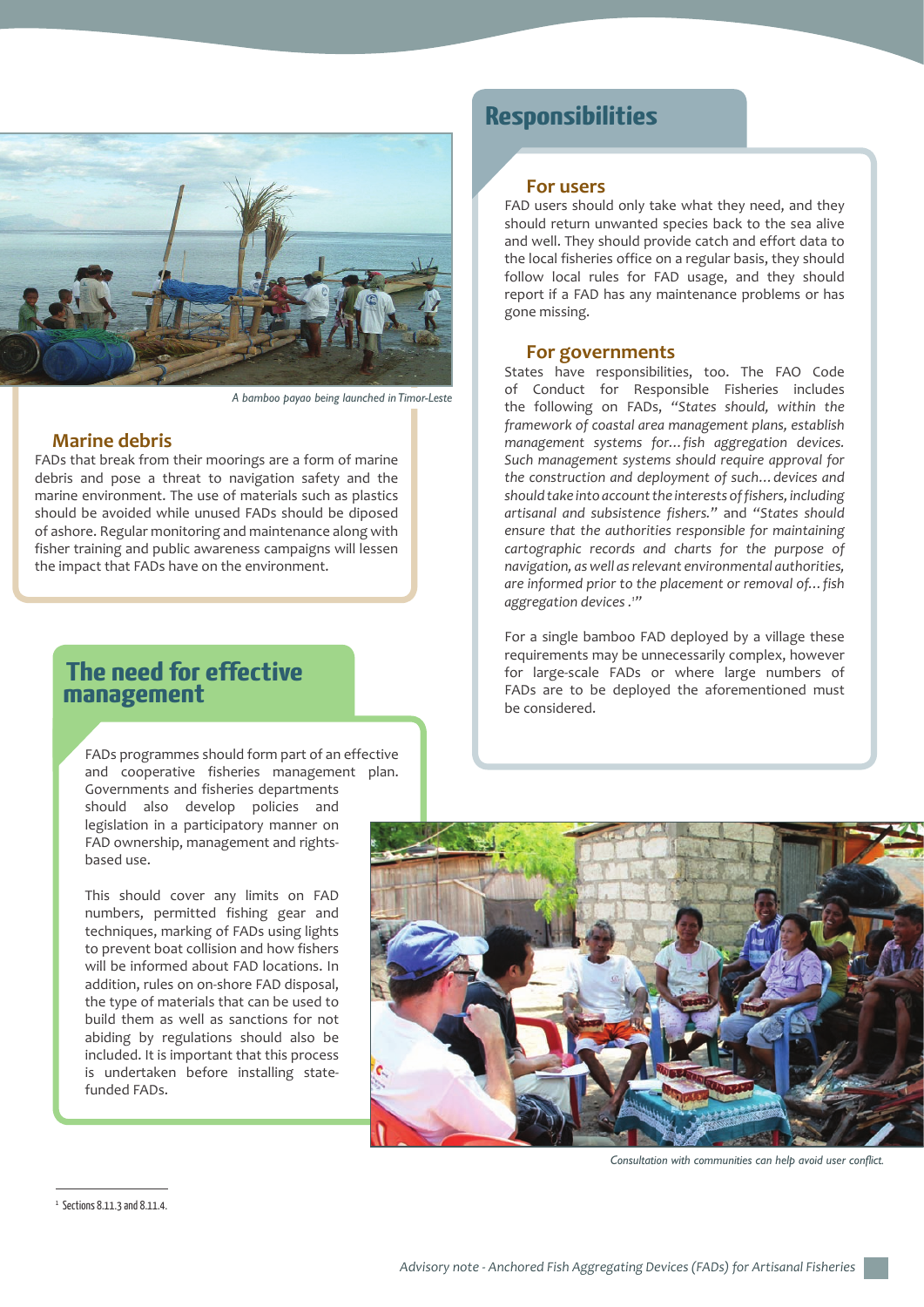A bamboo payao being launched in Timor-Leste

## Marine debris

FADs that break from their moorings are a form of marine debris and pose a threat to navigation safety and the marine environment. The use of materials such as plastics should be avoided while unused FADs should be diposed of ashore. Regular monitoring and maintenance along with fisher training and public awareness campaigns will lessen the impact that FADs have on the environment.

# The need for effective management

FADs programmes should form part of an effective and cooperative fisheries management plan. Governments and fisheries departments should also develop policies and legislation in a participatory manner on FAD ownership, management and rights-based use.

This should cover any limits on FAD numbers, permitted fishing gear and techniques, marking of FADs using lights to prevent boat collision and how fishers will be informed about FAD locations. In addition, rules on on-shore FAD disposal, the type of materials that can be used to build them as well as sanctions for not abiding by regulations should also be included. It is important that this process is undertaken before installing state-funded FADs.

# Responsibilities

## For users

FAD users should only take what they need, and they should return unwanted species back to the sea alive and well. They should provide catch and effort data to the local fisheries office on a regular basis, they should follow local rules for FAD usage, and they should report if a FAD has any maintenance problems or has gone missing.

## For governments

States have responsibilities, too. The FAO Code of Conduct for Responsible Fisheries includes the following on FADs, *"States should, within the framework of coastal area management plans, establish management systems for…fish aggregation devices. Such management systems should require approval for the construction and deployment of such…devices and should take into account the interests of fishers, including artisanal and subsistence fishers."* and *"States should ensure that the authorities responsible for maintaining cartographic records and charts for the purpose of navigation, as well as relevant environmental authorities, are informed prior to the placement or removal of…fish aggregation devices.*[1]*"*

For a single bamboo FAD deployed by a village these requirements may be unnecessarily complex, however for large-scale FADs or where large numbers of FADs are to be deployed the aforementioned must be considered.

Consultation with communities can help avoid user conflict.

[1] Sections 8.11.3 and 8.11.4.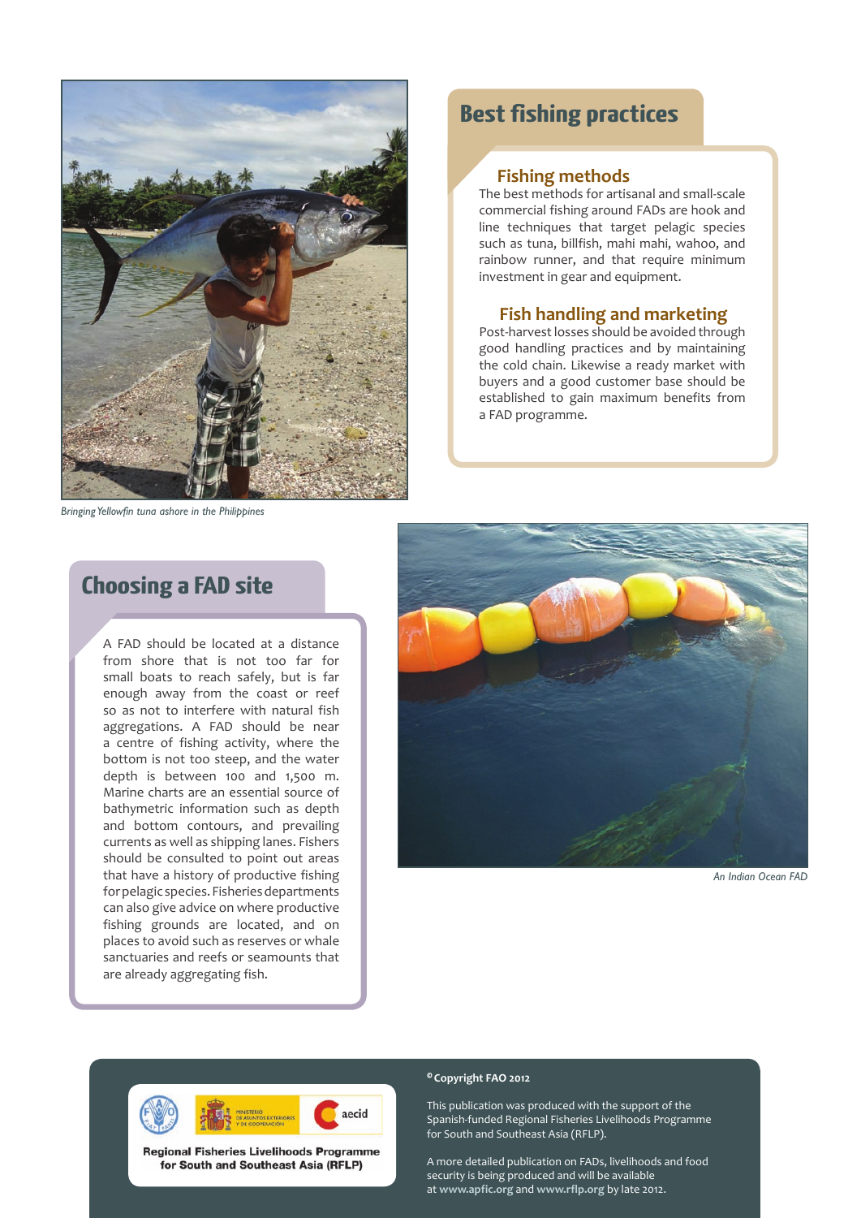Bringing Yellowfin tuna ashore in the Philippines

## Best fishing practices

### Fishing methods

The best methods for artisanal and small-scale commercial fishing around FADs are hook and line techniques that target pelagic species such as tuna, billfish, mahi mahi, wahoo, and rainbow runner, and that require minimum investment in gear and equipment.

### Fish handling and marketing

Post-harvest losses should be avoided through good handling practices and by maintaining the cold chain. Likewise a ready market with buyers and a good customer base should be established to gain maximum benefits from a FAD programme.

## Choosing a FAD site

A FAD should be located at a distance from shore that is not too far for small boats to reach safely, but is far enough away from the coast or reef so as not to interfere with natural fish aggregations. A FAD should be near a centre of fishing activity, where the bottom is not too steep, and the water depth is between 100 and 1,500 m. Marine charts are an essential source of bathymetric information such as depth and bottom contours, and prevailing currents as well as shipping lanes. Fishers should be consulted to point out areas that have a history of productive fishing for pelagic species. Fisheries departments can also give advice on where productive fishing grounds are located, and on places to avoid such as reserves or whale sanctuaries and reefs or seamounts that are already aggregating fish.

*An Indian Ocean FAD*

Regional Fisheries Livelihoods Programme for South and Southeast Asia (RFLP)

**© Copyright FAO 2012**

This publication was produced with the support of the Spanish-funded Regional Fisheries Livelihoods Programme for South and Southeast Asia (RFLP).

A more detailed publication on FADs, livelihoods and food security is being produced and will be available at **www.apfic.org** and **www.rflp.org** by late 2012.